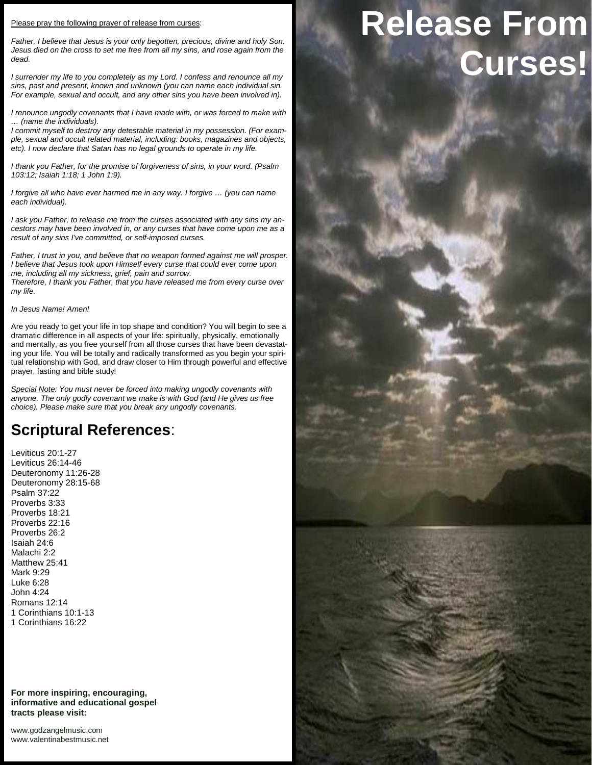# Release From Curses!

Please pray the following prayer of release from curses:

*Father, I believe that Jesus is your only begotten, precious, divine and holy Son. Jesus died on the cross to set me free from all my sins, and rose again from the dead.*

*I surrender my life to you completely as my Lord. I confess and renounce all my sins, past and present, known and unknown (you can name each individual sin. For example, sexual and occult, and any other sins you have been involved in).*

*I renounce ungodly covenants that I have made with, or was forced to make with … (name the individuals).*
*I commit myself to destroy any detestable material in my possession. (For example, sexual and occult related material, including: books, magazines and objects, etc). I now declare that Satan has no legal grounds to operate in my life.*

*I thank you Father, for the promise of forgiveness of sins, in your word. (Psalm 103:12; Isaiah 1:18; 1 John 1:9).*

*I forgive all who have ever harmed me in any way. I forgive … (you can name each individual).*

*I ask you Father, to release me from the curses associated with any sins my ancestors may have been involved in, or any curses that have come upon me as a result of any sins I've committed, or self-imposed curses.*

*Father, I trust in you, and believe that no weapon formed against me will prosper. I believe that Jesus took upon Himself every curse that could ever come upon me, including all my sickness, grief, pain and sorrow.*
*Therefore, I thank you Father, that you have released me from every curse over my life.*

*In Jesus Name! Amen!*

Are you ready to get your life in top shape and condition? You will begin to see a dramatic difference in all aspects of your life: spiritually, physically, emotionally and mentally, as you free yourself from all those curses that have been devastating your life. You will be totally and radically transformed as you begin your spiritual relationship with God, and draw closer to Him through powerful and effective prayer, fasting and bible study!

*Special Note: You must never be forced into making ungodly covenants with anyone. The only godly covenant we make is with God (and He gives us free choice). Please make sure that you break any ungodly covenants.*

## Scriptural References:

Leviticus 20:1-27
Leviticus 26:14-46
Deuteronomy 11:26-28
Deuteronomy 28:15-68
Psalm 37:22
Proverbs 3:33
Proverbs 18:21
Proverbs 22:16
Proverbs 26:2
Isaiah 24:6
Malachi 2:2
Matthew 25:41
Mark 9:29
Luke 6:28
John 4:24
Romans 12:14
1 Corinthians 10:1-13
1 Corinthians 16:22

**For more inspiring, encouraging, informative and educational gospel tracts please visit:**

www.godzangelmusic.com
www.valentinabestmusic.net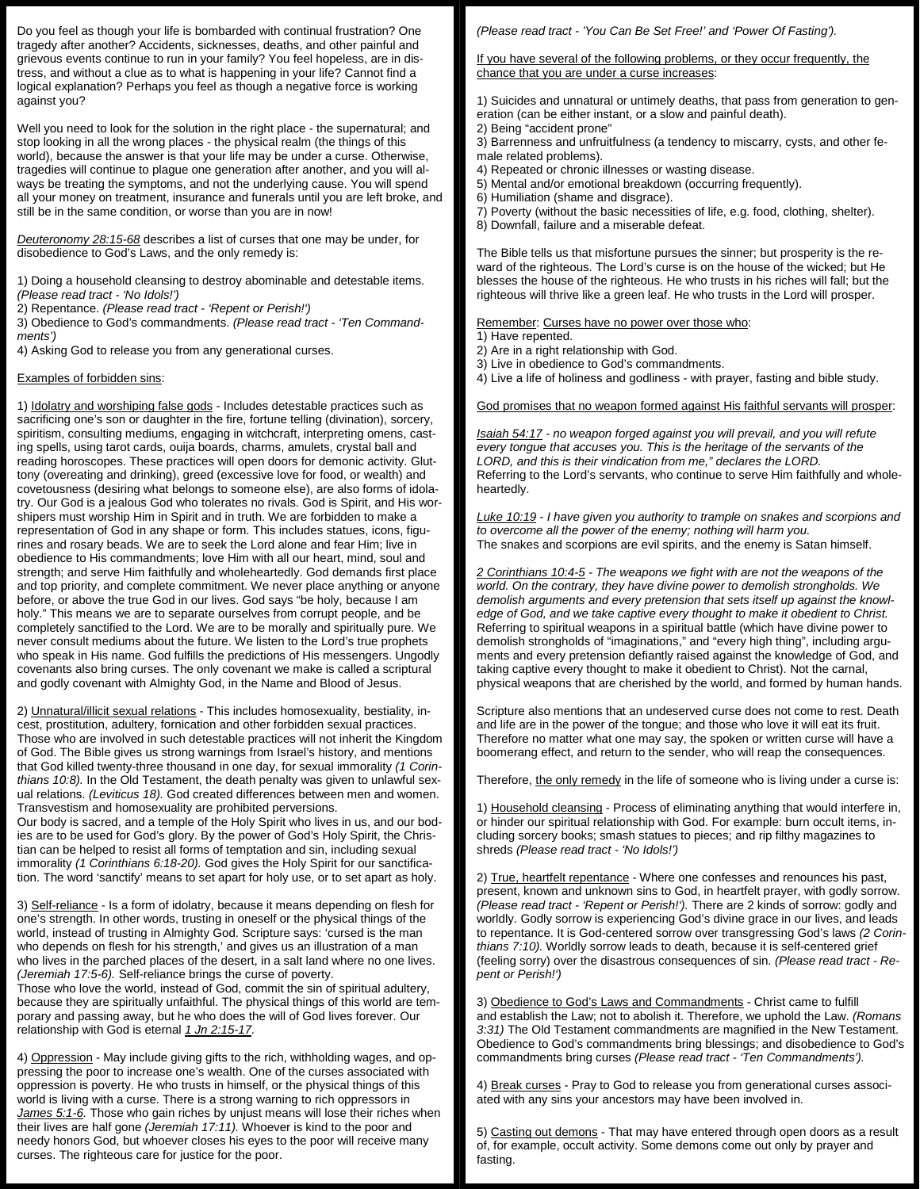Do you feel as though your life is bombarded with continual frustration? One tragedy after another? Accidents, sicknesses, deaths, and other painful and grievous events continue to run in your family? You feel hopeless, are in distress, and without a clue as to what is happening in your life? Cannot find a logical explanation? Perhaps you feel as though a negative force is working against you?

Well you need to look for the solution in the right place - the supernatural; and stop looking in all the wrong places - the physical realm (the things of this world), because the answer is that your life may be under a curse. Otherwise, tragedies will continue to plague one generation after another, and you will always be treating the symptoms, and not the underlying cause. You will spend all your money on treatment, insurance and funerals until you are left broke, and still be in the same condition, or worse than you are in now!

Deuteronomy 28:15-68 describes a list of curses that one may be under, for disobedience to God's Laws, and the only remedy is:

1) Doing a household cleansing to destroy abominable and detestable items. *(Please read tract - 'No Idols!')*
2) Repentance. *(Please read tract - 'Repent or Perish!')*
3) Obedience to God's commandments. *(Please read tract - 'Ten Commandments')*
4) Asking God to release you from any generational curses.

Examples of forbidden sins:

1) Idolatry and worshiping false gods - Includes detestable practices such as sacrificing one's son or daughter in the fire, fortune telling (divination), sorcery, spiritism, consulting mediums, engaging in witchcraft, interpreting omens, casting spells, using tarot cards, ouija boards, charms, amulets, crystal ball and reading horoscopes. These practices will open doors for demonic activity. Gluttony (overeating and drinking), greed (excessive love for food, or wealth) and covetousness (desiring what belongs to someone else), are also forms of idolatry. Our God is a jealous God who tolerates no rivals. God is Spirit, and His worshipers must worship Him in Spirit and in truth. We are forbidden to make a representation of God in any shape or form. This includes statues, icons, figurines and rosary beads. We are to seek the Lord alone and fear Him; live in obedience to His commandments; love Him with all our heart, mind, soul and strength; and serve Him faithfully and wholeheartedly. God demands first place and top priority, and complete commitment. We never place anything or anyone before, or above the true God in our lives. God says "be holy, because I am holy." This means we are to separate ourselves from corrupt people, and be completely sanctified to the Lord. We are to be morally and spiritually pure. We never consult mediums about the future. We listen to the Lord's true prophets who speak in His name. God fulfills the predictions of His messengers. Ungodly covenants also bring curses. The only covenant we make is called a scriptural and godly covenant with Almighty God, in the Name and Blood of Jesus.

2) Unnatural/illicit sexual relations - This includes homosexuality, bestiality, incest, prostitution, adultery, fornication and other forbidden sexual practices. Those who are involved in such detestable practices will not inherit the Kingdom of God. The Bible gives us strong warnings from Israel's history, and mentions that God killed twenty-three thousand in one day, for sexual immorality *(1 Corinthians 10:8).* In the Old Testament, the death penalty was given to unlawful sexual relations. *(Leviticus 18).* God created differences between men and women. Transvestism and homosexuality are prohibited perversions.
Our body is sacred, and a temple of the Holy Spirit who lives in us, and our bodies are to be used for God's glory. By the power of God's Holy Spirit, the Christian can be helped to resist all forms of temptation and sin, including sexual immorality *(1 Corinthians 6:18-20).* God gives the Holy Spirit for our sanctification. The word 'sanctify' means to set apart for holy use, or to set apart as holy.

3) Self-reliance - Is a form of idolatry, because it means depending on flesh for one's strength. In other words, trusting in oneself or the physical things of the world, instead of trusting in Almighty God. Scripture says: 'cursed is the man who depends on flesh for his strength,' and gives us an illustration of a man who lives in the parched places of the desert, in a salt land where no one lives. *(Jeremiah 17:5-6).* Self-reliance brings the curse of poverty.
Those who love the world, instead of God, commit the sin of spiritual adultery, because they are spiritually unfaithful. The physical things of this world are temporary and passing away, but he who does the will of God lives forever. Our relationship with God is eternal *1 Jn 2:15-17*.

4) Oppression - May include giving gifts to the rich, withholding wages, and oppressing the poor to increase one's wealth. One of the curses associated with oppression is poverty. He who trusts in himself, or the physical things of this world is living with a curse. There is a strong warning to rich oppressors in *James 5:1-6.* Those who gain riches by unjust means will lose their riches when their lives are half gone *(Jeremiah 17:11).* Whoever is kind to the poor and needy honors God, but whoever closes his eyes to the poor will receive many curses. The righteous care for justice for the poor.

*(Please read tract - 'You Can Be Set Free!' and 'Power Of Fasting').*

If you have several of the following problems, or they occur frequently, the chance that you are under a curse increases:

1) Suicides and unnatural or untimely deaths, that pass from generation to generation (can be either instant, or a slow and painful death).
2) Being "accident prone"
3) Barrenness and unfruitfulness (a tendency to miscarry, cysts, and other female related problems).
4) Repeated or chronic illnesses or wasting disease.
5) Mental and/or emotional breakdown (occurring frequently).
6) Humiliation (shame and disgrace).
7) Poverty (without the basic necessities of life, e.g. food, clothing, shelter).
8) Downfall, failure and a miserable defeat.

The Bible tells us that misfortune pursues the sinner; but prosperity is the reward of the righteous. The Lord's curse is on the house of the wicked; but He blesses the house of the righteous. He who trusts in his riches will fall; but the righteous will thrive like a green leaf. He who trusts in the Lord will prosper.

Remember: Curses have no power over those who:
1) Have repented.
2) Are in a right relationship with God.
3) Live in obedience to God's commandments.
4) Live a life of holiness and godliness - with prayer, fasting and bible study.

God promises that no weapon formed against His faithful servants will prosper:

*Isaiah 54:17 - no weapon forged against you will prevail, and you will refute every tongue that accuses you. This is the heritage of the servants of the LORD, and this is their vindication from me," declares the LORD.*
Referring to the Lord's servants, who continue to serve Him faithfully and wholeheartedly.

*Luke 10:19 - I have given you authority to trample on snakes and scorpions and to overcome all the power of the enemy; nothing will harm you.*
The snakes and scorpions are evil spirits, and the enemy is Satan himself.

*2 Corinthians 10:4-5 - The weapons we fight with are not the weapons of the world. On the contrary, they have divine power to demolish strongholds. We demolish arguments and every pretension that sets itself up against the knowledge of God, and we take captive every thought to make it obedient to Christ.*
Referring to spiritual weapons in a spiritual battle (which have divine power to demolish strongholds of "imaginations," and "every high thing", including arguments and every pretension defiantly raised against the knowledge of God, and taking captive every thought to make it obedient to Christ). Not the carnal, physical weapons that are cherished by the world, and formed by human hands.

Scripture also mentions that an undeserved curse does not come to rest. Death and life are in the power of the tongue; and those who love it will eat its fruit. Therefore no matter what one may say, the spoken or written curse will have a boomerang effect, and return to the sender, who will reap the consequences.

Therefore, the only remedy in the life of someone who is living under a curse is:

1) Household cleansing - Process of eliminating anything that would interfere in, or hinder our spiritual relationship with God. For example: burn occult items, including sorcery books; smash statues to pieces; and rip filthy magazines to shreds *(Please read tract - 'No Idols!')*

2) True, heartfelt repentance - Where one confesses and renounces his past, present, known and unknown sins to God, in heartfelt prayer, with godly sorrow. *(Please read tract - 'Repent or Perish!').* There are 2 kinds of sorrow: godly and worldly. Godly sorrow is experiencing God's divine grace in our lives, and leads to repentance. It is God-centered sorrow over transgressing God's laws *(2 Corinthians 7:10).* Worldly sorrow leads to death, because it is self-centered grief (feeling sorry) over the disastrous consequences of sin. *(Please read tract - Repent or Perish!')*

3) Obedience to God's Laws and Commandments - Christ came to fulfill and establish the Law; not to abolish it. Therefore, we uphold the Law. *(Romans 3:31)* The Old Testament commandments are magnified in the New Testament. Obedience to God's commandments bring blessings; and disobedience to God's commandments bring curses *(Please read tract - 'Ten Commandments').*

4) Break curses - Pray to God to release you from generational curses associated with any sins your ancestors may have been involved in.

5) Casting out demons - That may have entered through open doors as a result of, for example, occult activity. Some demons come out only by prayer and fasting.